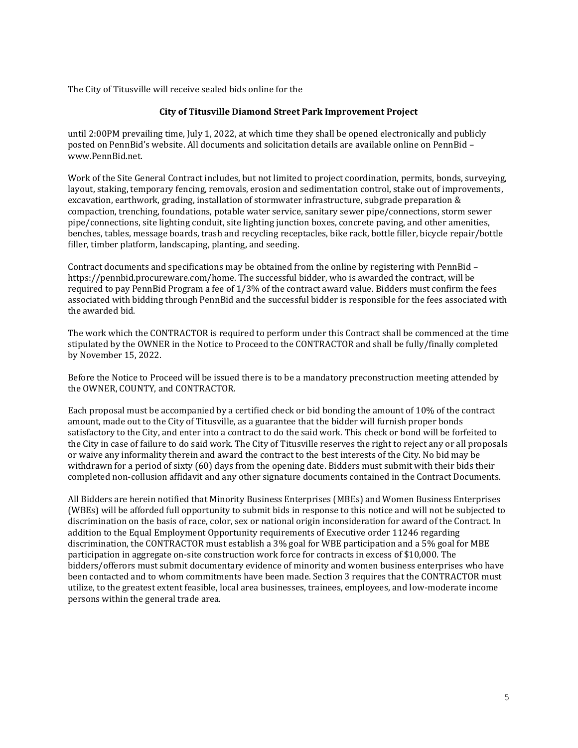The City of Titusville will receive sealed bids online for the

**City of Titusville Diamond Street Park Improvement Project**

until 2:00PM prevailing time, July 1, 2022, at which time they shall be opened electronically and publicly posted on PennBid's website. All documents and solicitation details are available online on PennBid – www.PennBid.net.

Work of the Site General Contract includes, but not limited to project coordination, permits, bonds, surveying, layout, staking, temporary fencing, removals, erosion and sedimentation control, stake out of improvements, excavation, earthwork, grading, installation of stormwater infrastructure, subgrade preparation & compaction, trenching, foundations, potable water service, sanitary sewer pipe/connections, storm sewer pipe/connections, site lighting conduit, site lighting junction boxes, concrete paving, and other amenities, benches, tables, message boards, trash and recycling receptacles, bike rack, bottle filler, bicycle repair/bottle filler, timber platform, landscaping, planting, and seeding.

Contract documents and specifications may be obtained from the online by registering with PennBid – https://pennbid.procureware.com/home. The successful bidder, who is awarded the contract, will be required to pay PennBid Program a fee of 1/3% of the contract award value. Bidders must confirm the fees associated with bidding through PennBid and the successful bidder is responsible for the fees associated with the awarded bid.

The work which the CONTRACTOR is required to perform under this Contract shall be commenced at the time stipulated by the OWNER in the Notice to Proceed to the CONTRACTOR and shall be fully/finally completed by November 15, 2022.

Before the Notice to Proceed will be issued there is to be a mandatory preconstruction meeting attended by the OWNER, COUNTY, and CONTRACTOR.

Each proposal must be accompanied by a certified check or bid bonding the amount of 10% of the contract amount, made out to the City of Titusville, as a guarantee that the bidder will furnish proper bonds satisfactory to the City, and enter into a contract to do the said work. This check or bond will be forfeited to the City in case of failure to do said work. The City of Titusville reserves the right to reject any or all proposals or waive any informality therein and award the contract to the best interests of the City. No bid may be withdrawn for a period of sixty (60) days from the opening date. Bidders must submit with their bids their completed non-collusion affidavit and any other signature documents contained in the Contract Documents.

All Bidders are herein notified that Minority Business Enterprises (MBEs) and Women Business Enterprises (WBEs) will be afforded full opportunity to submit bids in response to this notice and will not be subjected to discrimination on the basis of race, color, sex or national origin inconsideration for award of the Contract. In addition to the Equal Employment Opportunity requirements of Executive order 11246 regarding discrimination, the CONTRACTOR must establish a 3% goal for WBE participation and a 5% goal for MBE participation in aggregate on-site construction work force for contracts in excess of $10,000. The bidders/offerors must submit documentary evidence of minority and women business enterprises who have been contacted and to whom commitments have been made. Section 3 requires that the CONTRACTOR must utilize, to the greatest extent feasible, local area businesses, trainees, employees, and low-moderate income persons within the general trade area.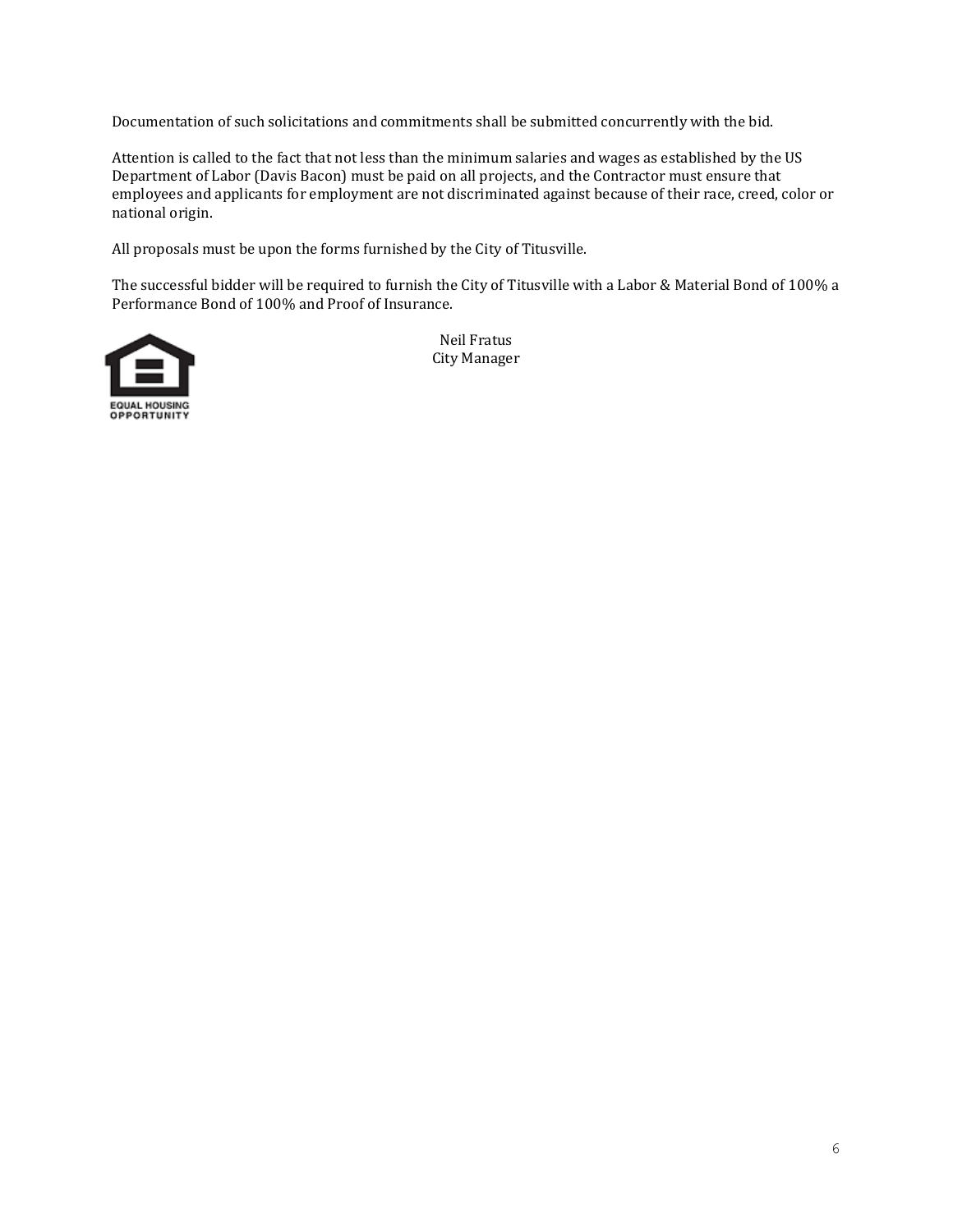Documentation of such solicitations and commitments shall be submitted concurrently with the bid.

Attention is called to the fact that not less than the minimum salaries and wages as established by the US Department of Labor (Davis Bacon) must be paid on all projects, and the Contractor must ensure that employees and applicants for employment are not discriminated against because of their race, creed, color or national origin.

All proposals must be upon the forms furnished by the City of Titusville.

The successful bidder will be required to furnish the City of Titusville with a Labor & Material Bond of 100% a Performance Bond of 100% and Proof of Insurance.

EQUAL HOUSING OPPORTUNITY

Neil Fratus
City Manager